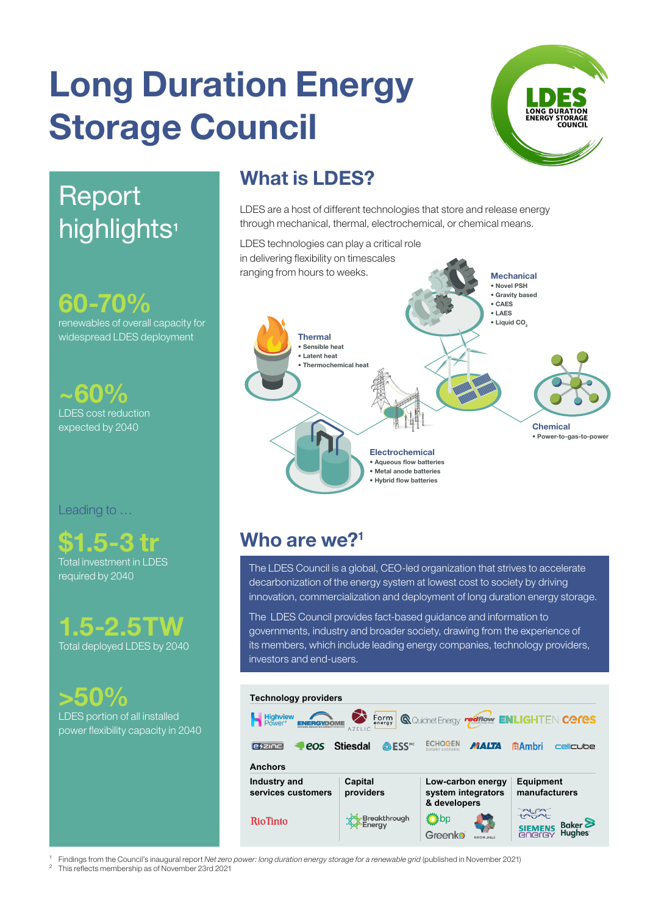# Long Duration Energy Storage Council

## Report highlights[1]

**60-70%**
renewables of overall capacity for widespread LDES deployment

**~60%**
LDES cost reduction expected by 2040

Leading to …

**$1.5-3 tr**
Total investment in LDES required by 2040

**1.5-2.5TW**
Total deployed LDES by 2040

**>50%**
LDES portion of all installed power flexibility capacity in 2040

## What is LDES?

LDES are a host of different technologies that store and release energy through mechanical, thermal, electrochemical, or chemical means.

LDES technologies can play a critical role in delivering flexibility on timescales ranging from hours to weeks.

**Mechanical**
- Novel PSH
- Gravity based
- CAES
- LAES
- Liquid $CO_2$

**Thermal**
- Sensible heat
- Latent heat
- Thermochemical heat

**Chemical**
- Power-to-gas-to-power

**Electrochemical**
- Aqueous flow batteries
- Metal anode batteries
- Hybrid flow batteries

## Who are we?[1]

The LDES Council is a global, CEO-led organization that strives to accelerate decarbonization of the energy system at lowest cost to society by driving innovation, commercialization and deployment of long duration energy storage.

The LDES Council provides fact-based guidance and information to governments, industry and broader society, drawing from the experience of its members, which include leading energy companies, technology providers, investors and end-users.

**Technology providers**

Highview Power, Energy Dome, Azelio, Form Energy, Quidnet Energy, redflow, Enlighten, Ceres, e-zinc, eos, Stiesdal, ESS Inc, Echogen, Malta, Ambri, cellcube

**Anchors**

| Industry and services customers | Capital providers | Low-carbon energy system integrators & developers | Equipment manufacturers |
|---|---|---|---|
| RioTinto | Breakthrough Energy | bp, Greenko, NEOM | Alfa Laval, Siemens Energy, Baker Hughes |

1 Findings from the Council's inaugural report *Net zero power: long duration energy storage for a renewable grid* (published in November 2021)

2 This reflects membership as of November 23rd 2021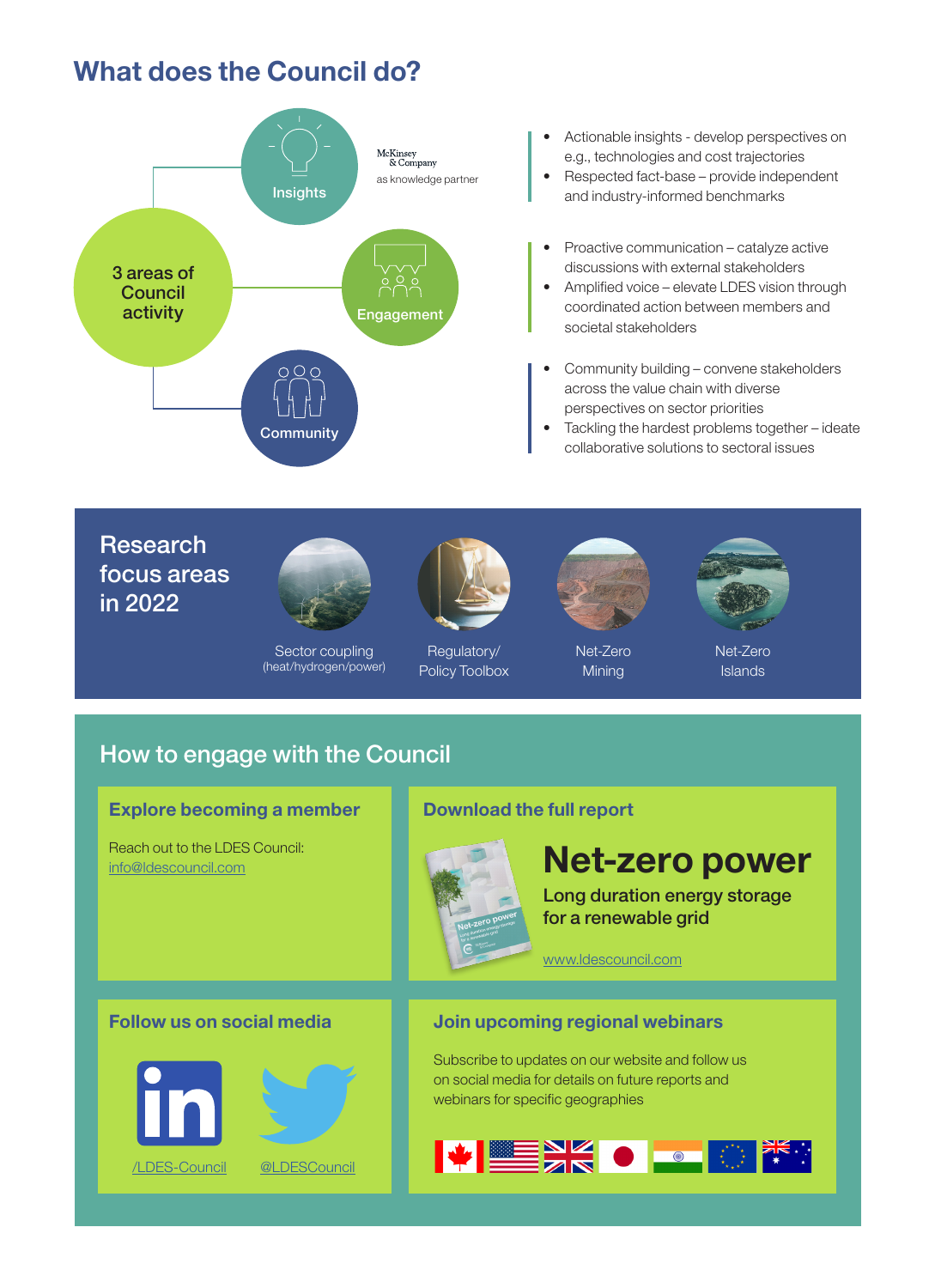# What does the Council do?

3 areas of Council activity

**Insights**

McKinsey & Company as knowledge partner

- Actionable insights - develop perspectives on e.g., technologies and cost trajectories
- Respected fact-base – provide independent and industry-informed benchmarks

**Engagement**

- Proactive communication – catalyze active discussions with external stakeholders
- Amplified voice – elevate LDES vision through coordinated action between members and societal stakeholders

**Community**

- Community building – convene stakeholders across the value chain with diverse perspectives on sector priorities
- Tackling the hardest problems together – ideate collaborative solutions to sectoral issues

## Research focus areas in 2022

- Sector coupling (heat/hydrogen/power)
- Regulatory/ Policy Toolbox
- Net-Zero Mining
- Net-Zero Islands

## How to engage with the Council

### Explore becoming a member

Reach out to the LDES Council:
info@ldescouncil.com

### Download the full report

**Net-zero power**

Long duration energy storage for a renewable grid

www.ldescouncil.com

### Follow us on social media

/LDES-Council

@LDESCouncil

### Join upcoming regional webinars

Subscribe to updates on our website and follow us on social media for details on future reports and webinars for specific geographies